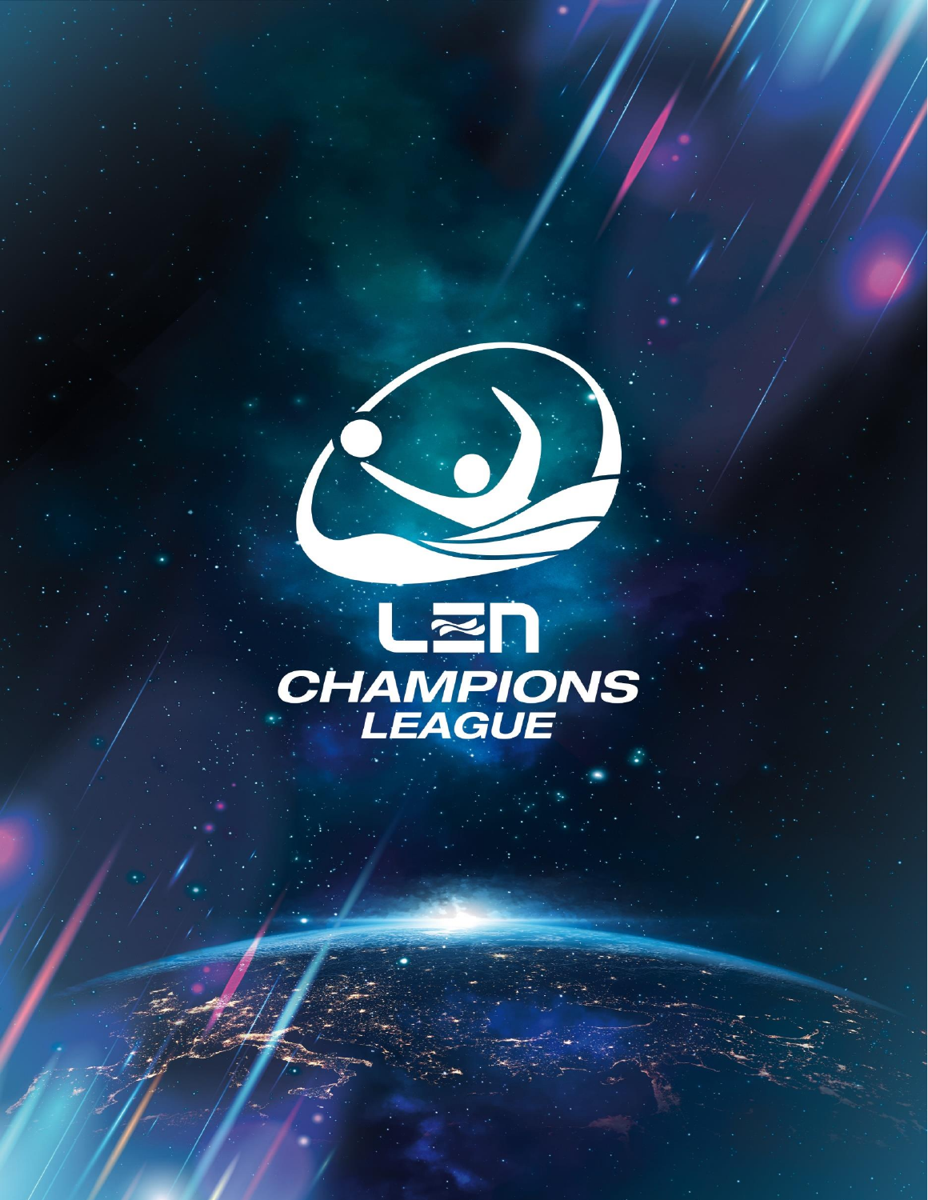# LEN CHAMPIONS LEAGUE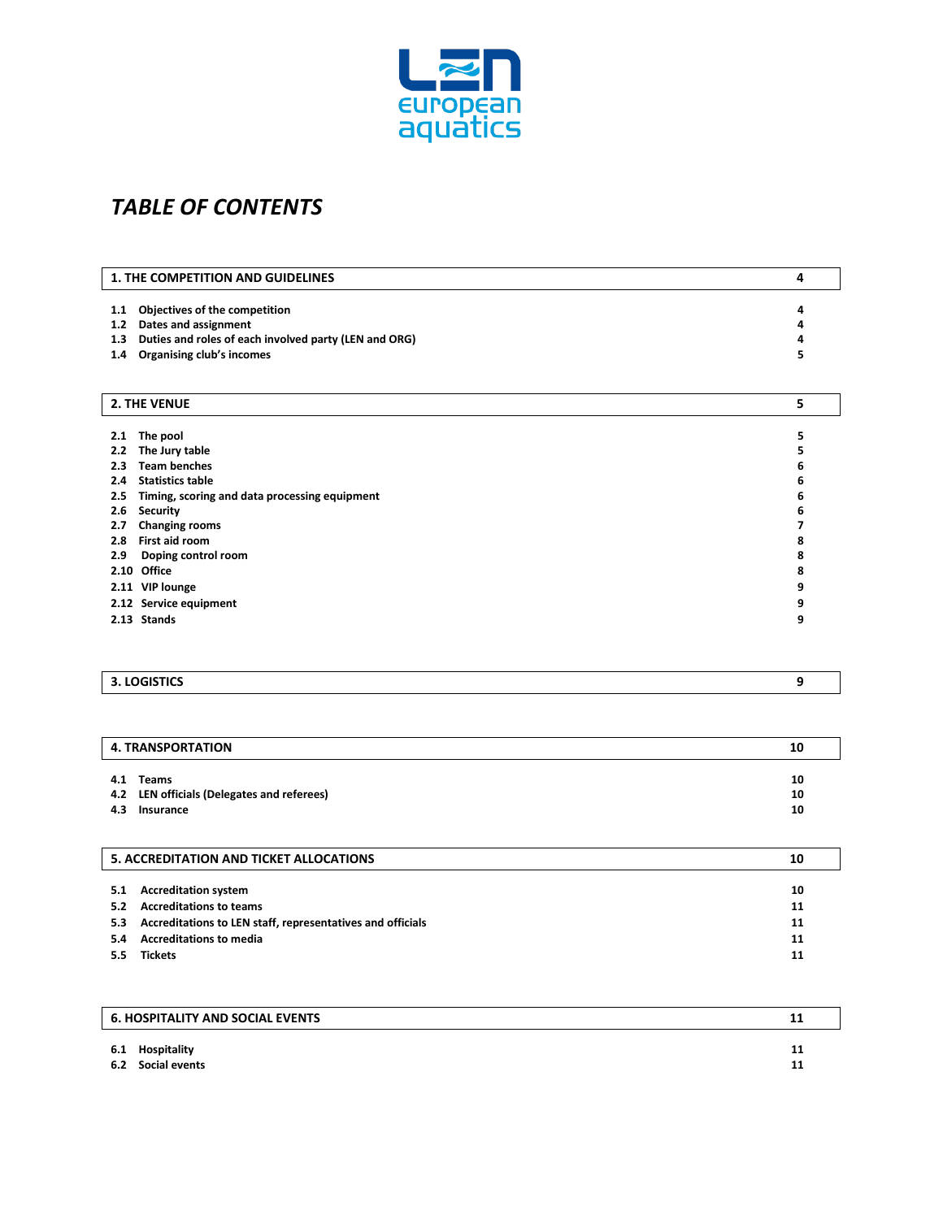# *TABLE OF CONTENTS*

| 1. THE COMPETITION AND GUIDELINES | 4 |
|---|---|
| 1.1 Objectives of the competition | 4 |
| 1.2 Dates and assignment | 4 |
| 1.3 Duties and roles of each involved party (LEN and ORG) | 4 |
| 1.4 Organising club's incomes | 5 |

| 2. THE VENUE | 5 |
|---|---|
| 2.1 The pool | 5 |
| 2.2 The Jury table | 5 |
| 2.3 Team benches | 6 |
| 2.4 Statistics table | 6 |
| 2.5 Timing, scoring and data processing equipment | 6 |
| 2.6 Security | 6 |
| 2.7 Changing rooms | 7 |
| 2.8 First aid room | 8 |
| 2.9 Doping control room | 8 |
| 2.10 Office | 8 |
| 2.11 VIP lounge | 9 |
| 2.12 Service equipment | 9 |
| 2.13 Stands | 9 |

| 3. LOGISTICS | 9 |
|---|---|

| 4. TRANSPORTATION | 10 |
|---|---|
| 4.1 Teams | 10 |
| 4.2 LEN officials (Delegates and referees) | 10 |
| 4.3 Insurance | 10 |

| 5. ACCREDITATION AND TICKET ALLOCATIONS | 10 |
|---|---|
| 5.1 Accreditation system | 10 |
| 5.2 Accreditations to teams | 11 |
| 5.3 Accreditations to LEN staff, representatives and officials | 11 |
| 5.4 Accreditations to media | 11 |
| 5.5 Tickets | 11 |

| 6. HOSPITALITY AND SOCIAL EVENTS | 11 |
|---|---|
| 6.1 Hospitality | 11 |
| 6.2 Social events | 11 |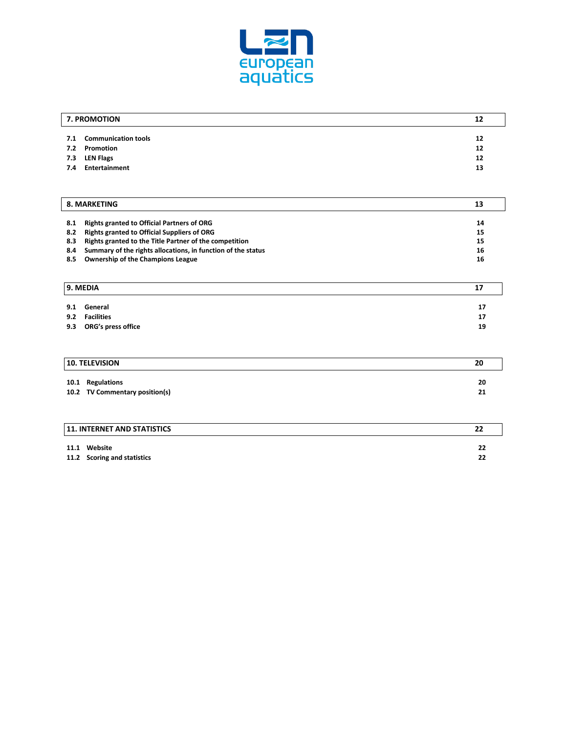| 7. PROMOTION | 12 |
|---|---|

| | | |
|---|---|---|
| 7.1 | Communication tools | 12 |
| 7.2 | Promotion | 12 |
| 7.3 | LEN Flags | 12 |
| 7.4 | Entertainment | 13 |

| 8. MARKETING | 13 |
|---|---|

| | | |
|---|---|---|
| 8.1 | Rights granted to Official Partners of ORG | 14 |
| 8.2 | Rights granted to Official Suppliers of ORG | 15 |
| 8.3 | Rights granted to the Title Partner of the competition | 15 |
| 8.4 | Summary of the rights allocations, in function of the status | 16 |
| 8.5 | Ownership of the Champions League | 16 |

| 9. MEDIA | 17 |
|---|---|

| | | |
|---|---|---|
| 9.1 | General | 17 |
| 9.2 | Facilities | 17 |
| 9.3 | ORG's press office | 19 |

| 10. TELEVISION | 20 |
|---|---|

| | | |
|---|---|---|
| 10.1 | Regulations | 20 |
| 10.2 | TV Commentary position(s) | 21 |

| 11. INTERNET AND STATISTICS | 22 |
|---|---|

| | | |
|---|---|---|
| 11.1 | Website | 22 |
| 11.2 | Scoring and statistics | 22 |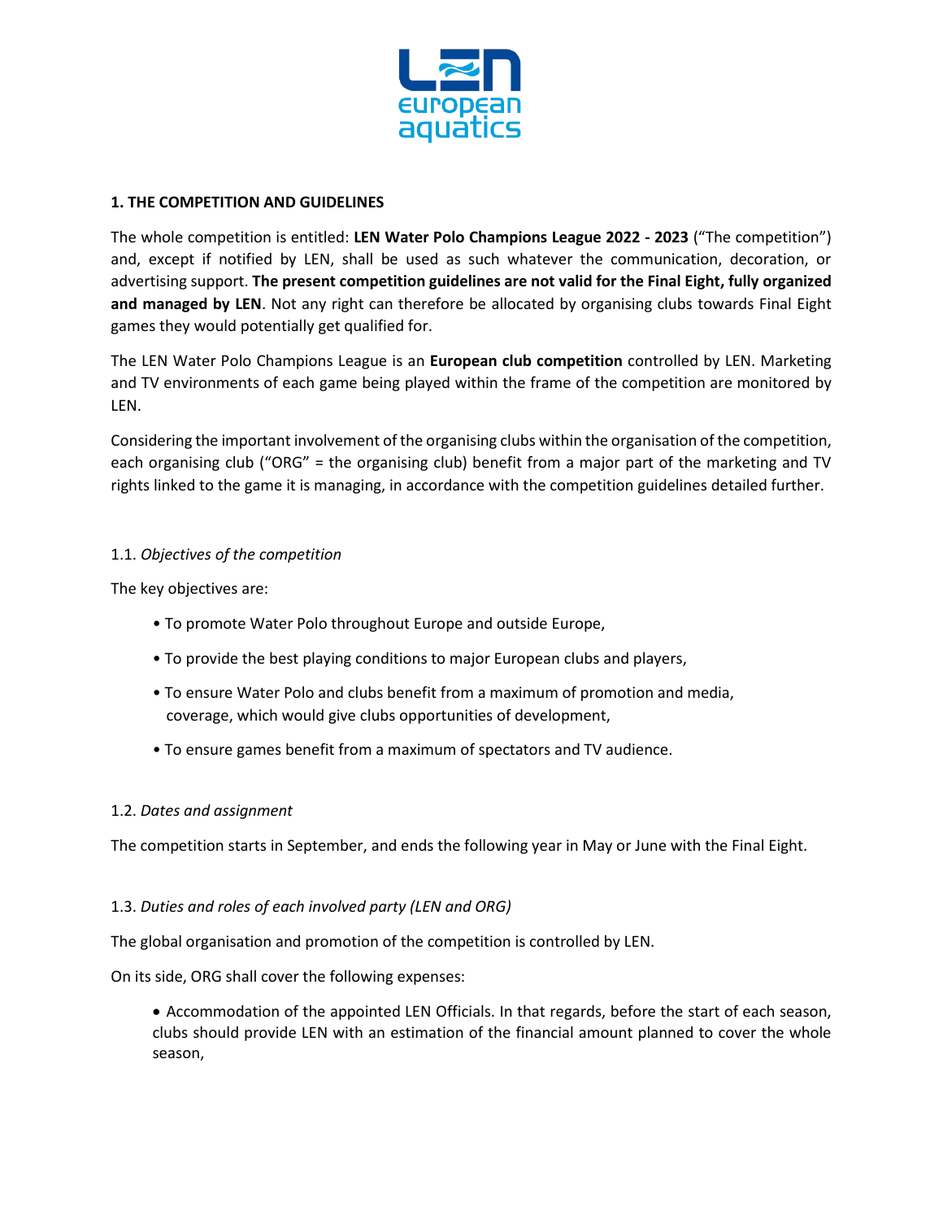## 1. THE COMPETITION AND GUIDELINES

The whole competition is entitled: **LEN Water Polo Champions League 2022 - 2023** ("The competition") and, except if notified by LEN, shall be used as such whatever the communication, decoration, or advertising support. **The present competition guidelines are not valid for the Final Eight, fully organized and managed by LEN**. Not any right can therefore be allocated by organising clubs towards Final Eight games they would potentially get qualified for.

The LEN Water Polo Champions League is an **European club competition** controlled by LEN. Marketing and TV environments of each game being played within the frame of the competition are monitored by LEN.

Considering the important involvement of the organising clubs within the organisation of the competition, each organising club ("ORG" = the organising club) benefit from a major part of the marketing and TV rights linked to the game it is managing, in accordance with the competition guidelines detailed further.

### 1.1. *Objectives of the competition*

The key objectives are:

- To promote Water Polo throughout Europe and outside Europe,
- To provide the best playing conditions to major European clubs and players,
- To ensure Water Polo and clubs benefit from a maximum of promotion and media, coverage, which would give clubs opportunities of development,
- To ensure games benefit from a maximum of spectators and TV audience.

### 1.2. *Dates and assignment*

The competition starts in September, and ends the following year in May or June with the Final Eight.

### 1.3. *Duties and roles of each involved party (LEN and ORG)*

The global organisation and promotion of the competition is controlled by LEN.

On its side, ORG shall cover the following expenses:

- Accommodation of the appointed LEN Officials. In that regards, before the start of each season, clubs should provide LEN with an estimation of the financial amount planned to cover the whole season,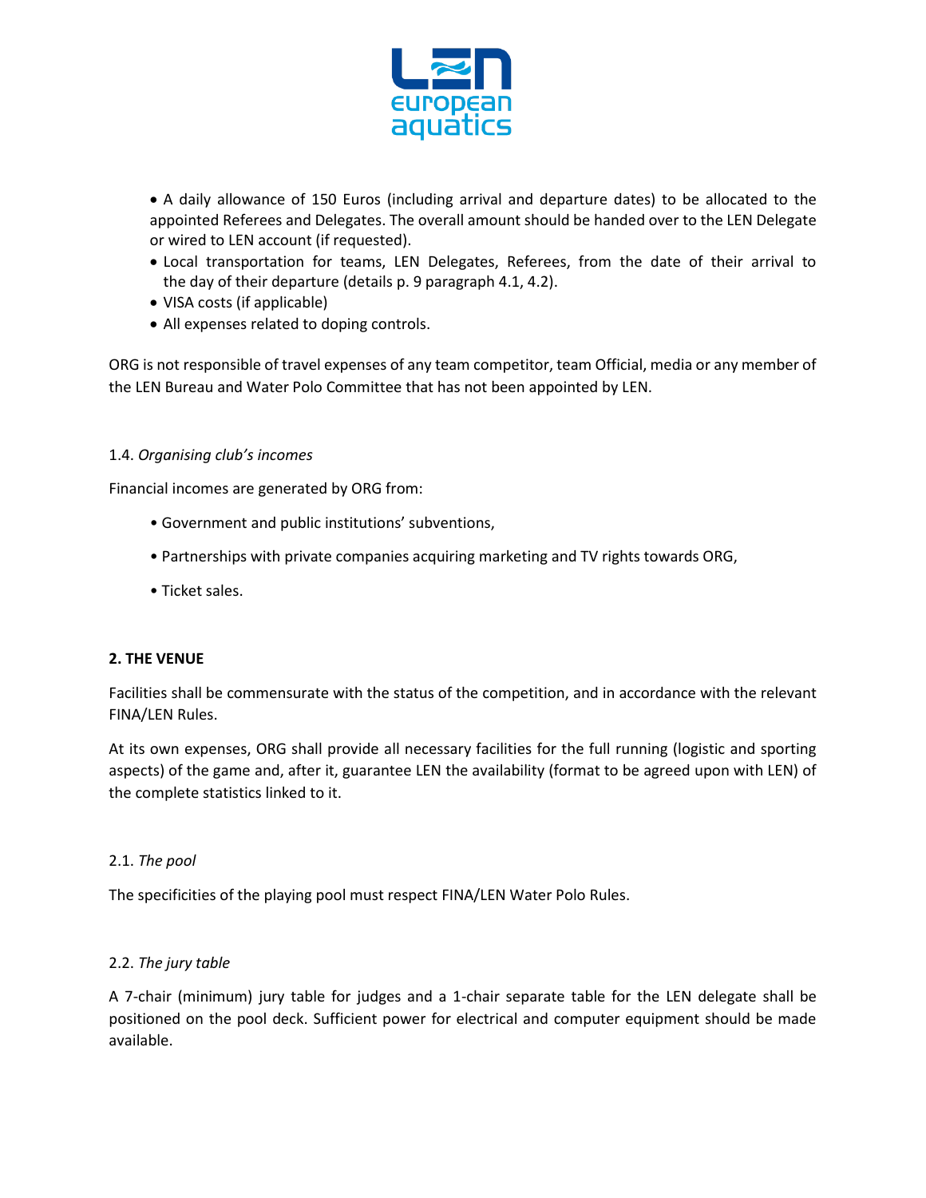- A daily allowance of 150 Euros (including arrival and departure dates) to be allocated to the appointed Referees and Delegates. The overall amount should be handed over to the LEN Delegate or wired to LEN account (if requested).
- Local transportation for teams, LEN Delegates, Referees, from the date of their arrival to the day of their departure (details p. 9 paragraph 4.1, 4.2).
- VISA costs (if applicable)
- All expenses related to doping controls.

ORG is not responsible of travel expenses of any team competitor, team Official, media or any member of the LEN Bureau and Water Polo Committee that has not been appointed by LEN.

### 1.4. *Organising club's incomes*

Financial incomes are generated by ORG from:

- Government and public institutions' subventions,
- Partnerships with private companies acquiring marketing and TV rights towards ORG,
- Ticket sales.

## 2. THE VENUE

Facilities shall be commensurate with the status of the competition, and in accordance with the relevant FINA/LEN Rules.

At its own expenses, ORG shall provide all necessary facilities for the full running (logistic and sporting aspects) of the game and, after it, guarantee LEN the availability (format to be agreed upon with LEN) of the complete statistics linked to it.

### 2.1. *The pool*

The specificities of the playing pool must respect FINA/LEN Water Polo Rules.

### 2.2. *The jury table*

A 7-chair (minimum) jury table for judges and a 1-chair separate table for the LEN delegate shall be positioned on the pool deck. Sufficient power for electrical and computer equipment should be made available.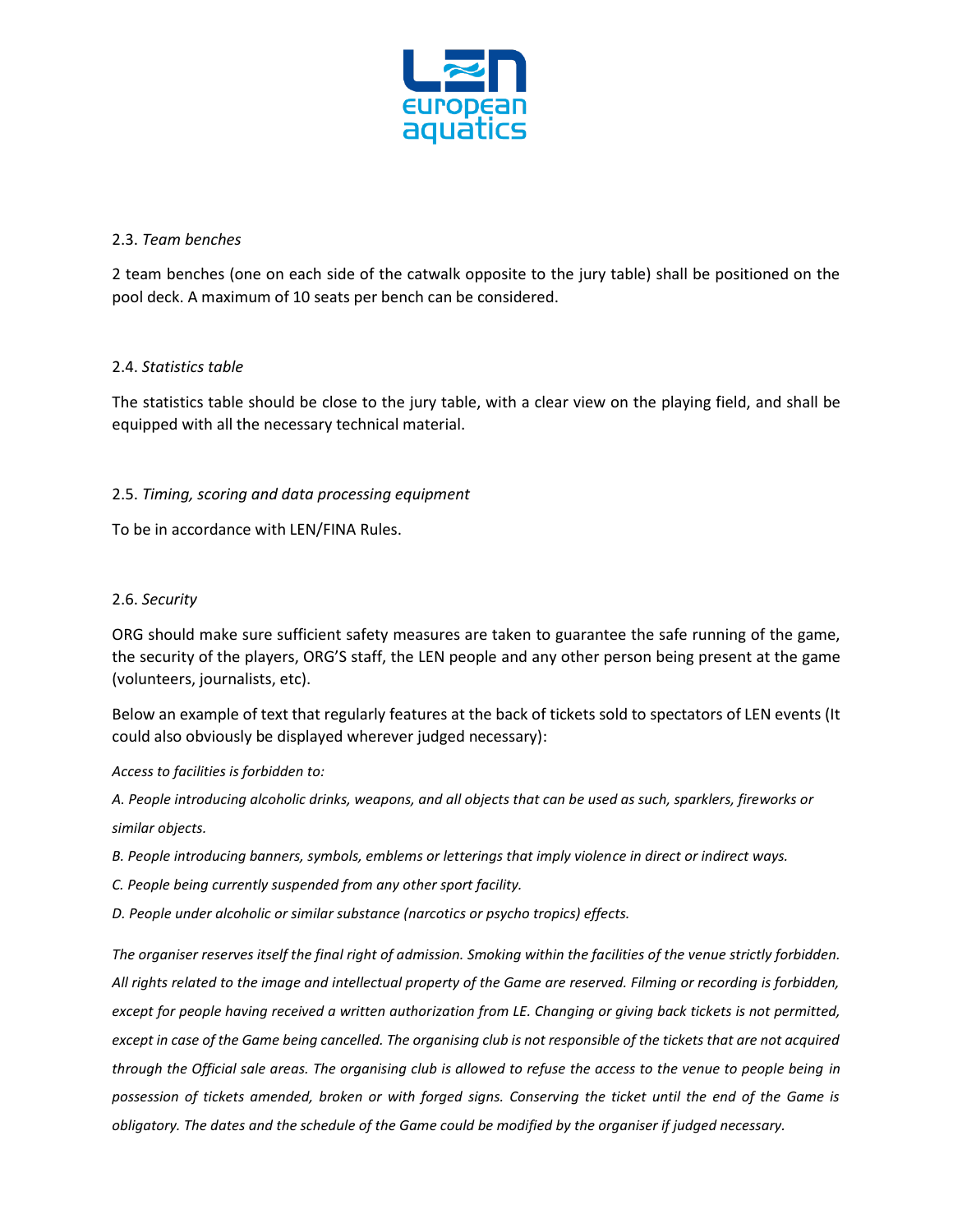2.3. *Team benches*

2 team benches (one on each side of the catwalk opposite to the jury table) shall be positioned on the pool deck. A maximum of 10 seats per bench can be considered.

2.4. *Statistics table*

The statistics table should be close to the jury table, with a clear view on the playing field, and shall be equipped with all the necessary technical material.

2.5. *Timing, scoring and data processing equipment*

To be in accordance with LEN/FINA Rules.

2.6. *Security*

ORG should make sure sufficient safety measures are taken to guarantee the safe running of the game, the security of the players, ORG'S staff, the LEN people and any other person being present at the game (volunteers, journalists, etc).

Below an example of text that regularly features at the back of tickets sold to spectators of LEN events (It could also obviously be displayed wherever judged necessary):

*Access to facilities is forbidden to:*

*A. People introducing alcoholic drinks, weapons, and all objects that can be used as such, sparklers, fireworks or similar objects.*

*B. People introducing banners, symbols, emblems or letterings that imply violence in direct or indirect ways.*

*C. People being currently suspended from any other sport facility.*

*D. People under alcoholic or similar substance (narcotics or psycho tropics) effects.*

*The organiser reserves itself the final right of admission. Smoking within the facilities of the venue strictly forbidden. All rights related to the image and intellectual property of the Game are reserved. Filming or recording is forbidden, except for people having received a written authorization from LE. Changing or giving back tickets is not permitted, except in case of the Game being cancelled. The organising club is not responsible of the tickets that are not acquired through the Official sale areas. The organising club is allowed to refuse the access to the venue to people being in possession of tickets amended, broken or with forged signs. Conserving the ticket until the end of the Game is obligatory. The dates and the schedule of the Game could be modified by the organiser if judged necessary.*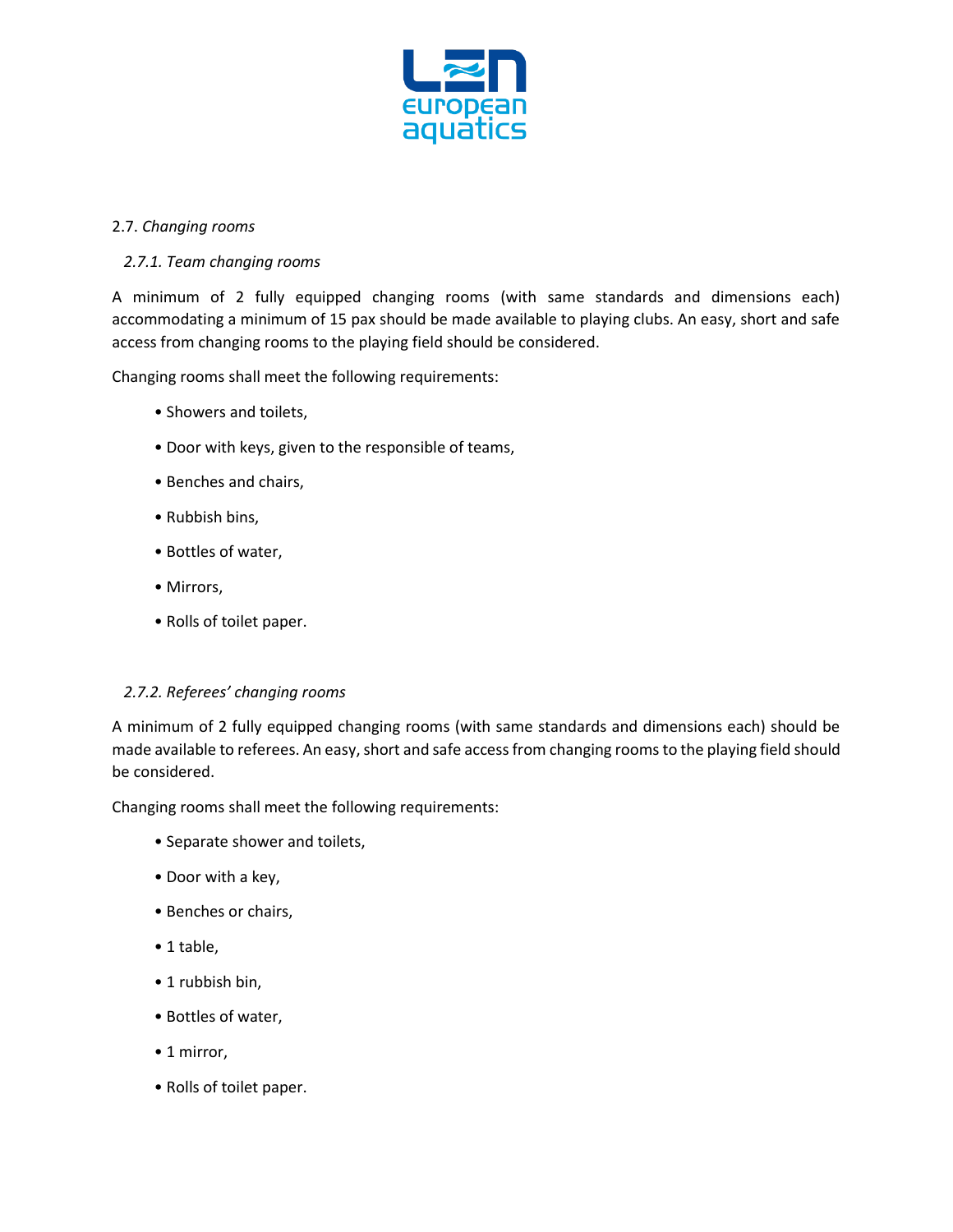## 2.7. *Changing rooms*

### *2.7.1. Team changing rooms*

A minimum of 2 fully equipped changing rooms (with same standards and dimensions each) accommodating a minimum of 15 pax should be made available to playing clubs. An easy, short and safe access from changing rooms to the playing field should be considered.

Changing rooms shall meet the following requirements:

- Showers and toilets,
- Door with keys, given to the responsible of teams,
- Benches and chairs,
- Rubbish bins,
- Bottles of water,
- Mirrors,
- Rolls of toilet paper.

### *2.7.2. Referees' changing rooms*

A minimum of 2 fully equipped changing rooms (with same standards and dimensions each) should be made available to referees. An easy, short and safe access from changing rooms to the playing field should be considered.

Changing rooms shall meet the following requirements:

- Separate shower and toilets,
- Door with a key,
- Benches or chairs,
- 1 table,
- 1 rubbish bin,
- Bottles of water,
- 1 mirror,
- Rolls of toilet paper.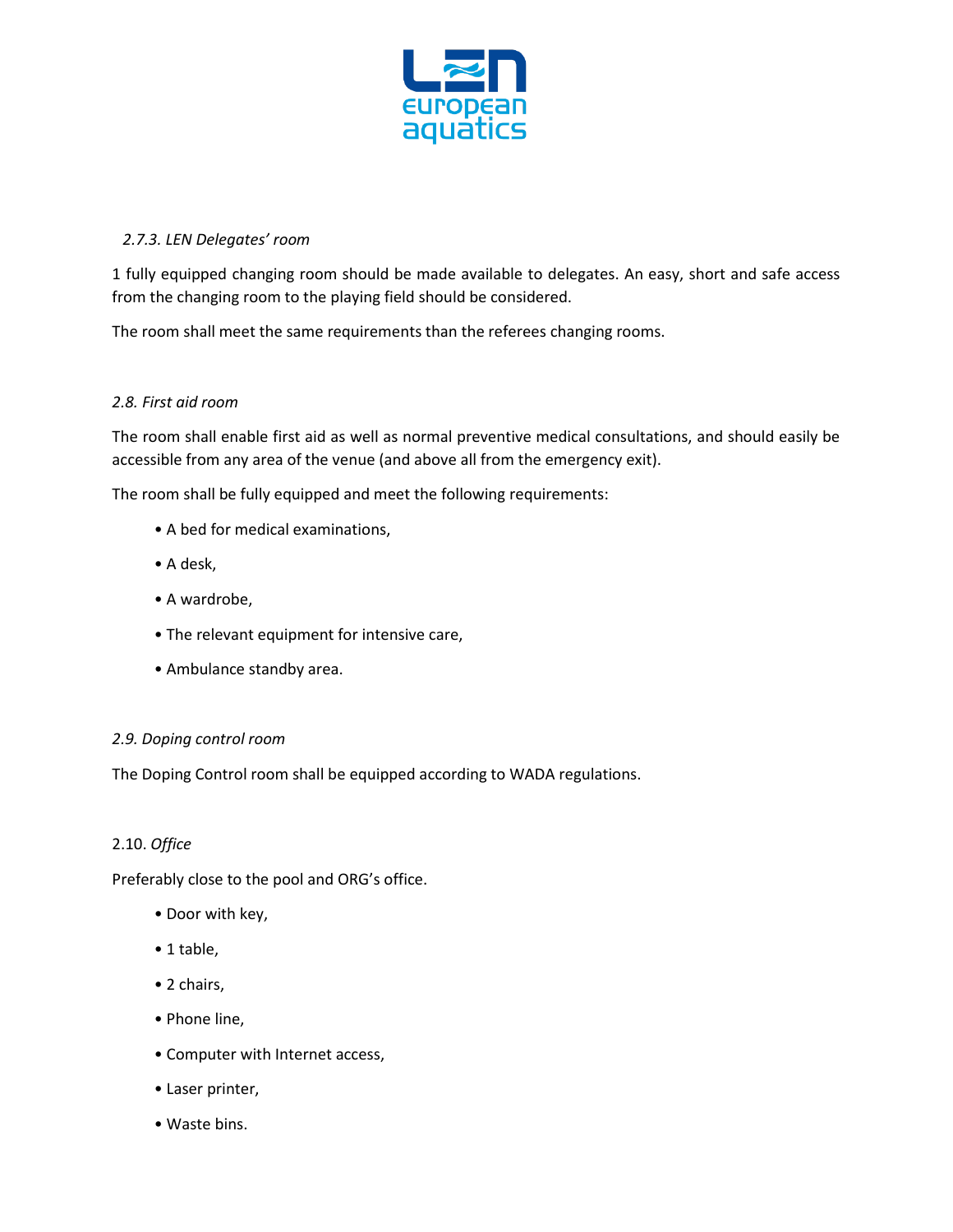### *2.7.3. LEN Delegates' room*

1 fully equipped changing room should be made available to delegates. An easy, short and safe access from the changing room to the playing field should be considered.

The room shall meet the same requirements than the referees changing rooms.

## *2.8. First aid room*

The room shall enable first aid as well as normal preventive medical consultations, and should easily be accessible from any area of the venue (and above all from the emergency exit).

The room shall be fully equipped and meet the following requirements:

- A bed for medical examinations,
- A desk,
- A wardrobe,
- The relevant equipment for intensive care,
- Ambulance standby area.

## *2.9. Doping control room*

The Doping Control room shall be equipped according to WADA regulations.

## 2.10. *Office*

Preferably close to the pool and ORG's office.

- Door with key,
- 1 table,
- 2 chairs,
- Phone line,
- Computer with Internet access,
- Laser printer,
- Waste bins.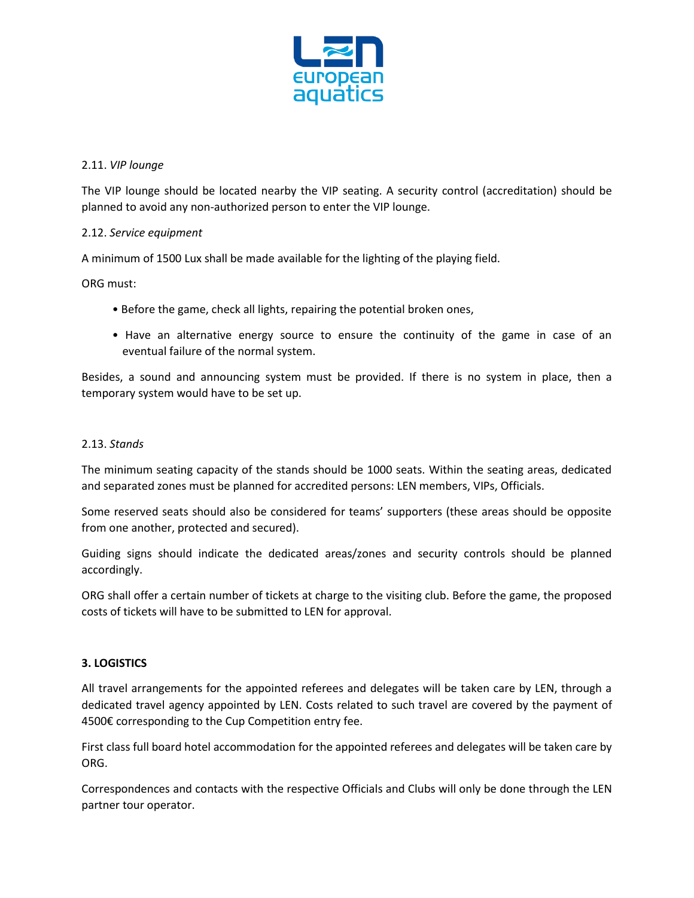2.11. *VIP lounge*

The VIP lounge should be located nearby the VIP seating. A security control (accreditation) should be planned to avoid any non-authorized person to enter the VIP lounge.

2.12. *Service equipment*

A minimum of 1500 Lux shall be made available for the lighting of the playing field.

ORG must:

- Before the game, check all lights, repairing the potential broken ones,
- Have an alternative energy source to ensure the continuity of the game in case of an eventual failure of the normal system.

Besides, a sound and announcing system must be provided. If there is no system in place, then a temporary system would have to be set up.

2.13. *Stands*

The minimum seating capacity of the stands should be 1000 seats. Within the seating areas, dedicated and separated zones must be planned for accredited persons: LEN members, VIPs, Officials.

Some reserved seats should also be considered for teams' supporters (these areas should be opposite from one another, protected and secured).

Guiding signs should indicate the dedicated areas/zones and security controls should be planned accordingly.

ORG shall offer a certain number of tickets at charge to the visiting club. Before the game, the proposed costs of tickets will have to be submitted to LEN for approval.

**3. LOGISTICS**

All travel arrangements for the appointed referees and delegates will be taken care by LEN, through a dedicated travel agency appointed by LEN. Costs related to such travel are covered by the payment of 4500€ corresponding to the Cup Competition entry fee.

First class full board hotel accommodation for the appointed referees and delegates will be taken care by ORG.

Correspondences and contacts with the respective Officials and Clubs will only be done through the LEN partner tour operator.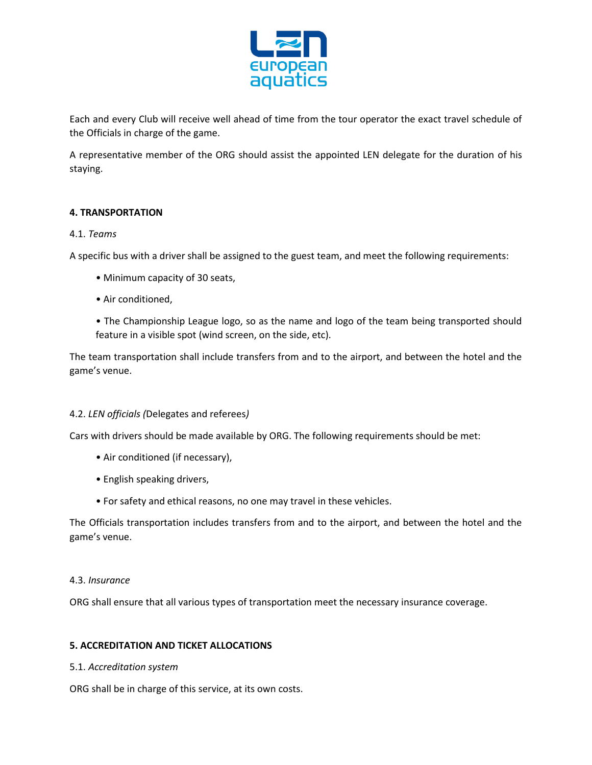Each and every Club will receive well ahead of time from the tour operator the exact travel schedule of the Officials in charge of the game.

A representative member of the ORG should assist the appointed LEN delegate for the duration of his staying.

## 4. TRANSPORTATION

4.1. *Teams*

A specific bus with a driver shall be assigned to the guest team, and meet the following requirements:

- Minimum capacity of 30 seats,
- Air conditioned,
- The Championship League logo, so as the name and logo of the team being transported should feature in a visible spot (wind screen, on the side, etc).

The team transportation shall include transfers from and to the airport, and between the hotel and the game's venue.

4.2. *LEN officials (*Delegates and referees*)*

Cars with drivers should be made available by ORG. The following requirements should be met:

- Air conditioned (if necessary),
- English speaking drivers,
- For safety and ethical reasons, no one may travel in these vehicles.

The Officials transportation includes transfers from and to the airport, and between the hotel and the game's venue.

4.3. *Insurance*

ORG shall ensure that all various types of transportation meet the necessary insurance coverage.

## 5. ACCREDITATION AND TICKET ALLOCATIONS

5.1. *Accreditation system*

ORG shall be in charge of this service, at its own costs.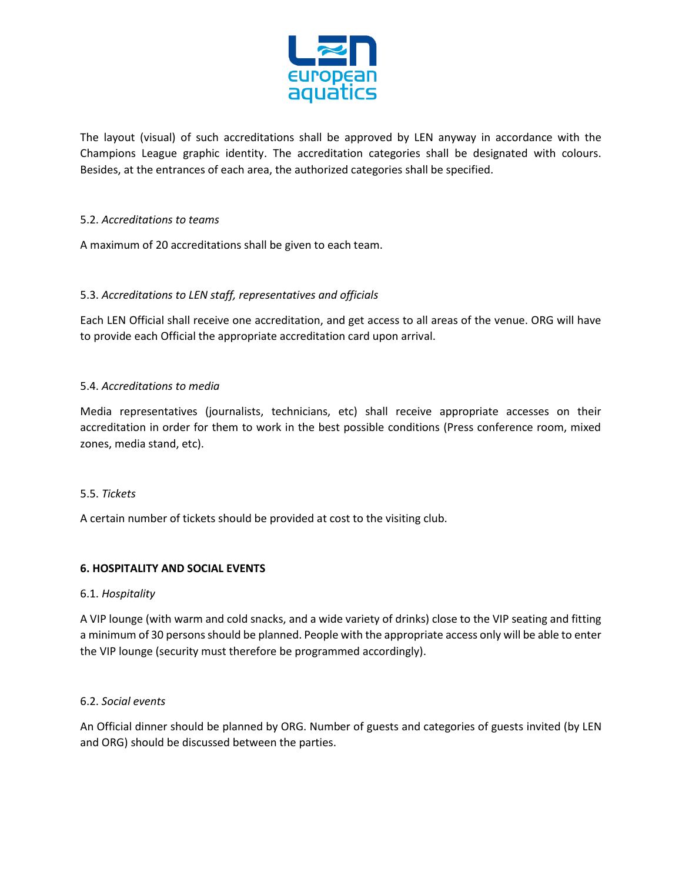The layout (visual) of such accreditations shall be approved by LEN anyway in accordance with the Champions League graphic identity. The accreditation categories shall be designated with colours. Besides, at the entrances of each area, the authorized categories shall be specified.

5.2. *Accreditations to teams*

A maximum of 20 accreditations shall be given to each team.

5.3. *Accreditations to LEN staff, representatives and officials*

Each LEN Official shall receive one accreditation, and get access to all areas of the venue. ORG will have to provide each Official the appropriate accreditation card upon arrival.

5.4. *Accreditations to media*

Media representatives (journalists, technicians, etc) shall receive appropriate accesses on their accreditation in order for them to work in the best possible conditions (Press conference room, mixed zones, media stand, etc).

5.5. *Tickets*

A certain number of tickets should be provided at cost to the visiting club.

## 6. HOSPITALITY AND SOCIAL EVENTS

6.1. *Hospitality*

A VIP lounge (with warm and cold snacks, and a wide variety of drinks) close to the VIP seating and fitting a minimum of 30 persons should be planned. People with the appropriate access only will be able to enter the VIP lounge (security must therefore be programmed accordingly).

6.2. *Social events*

An Official dinner should be planned by ORG. Number of guests and categories of guests invited (by LEN and ORG) should be discussed between the parties.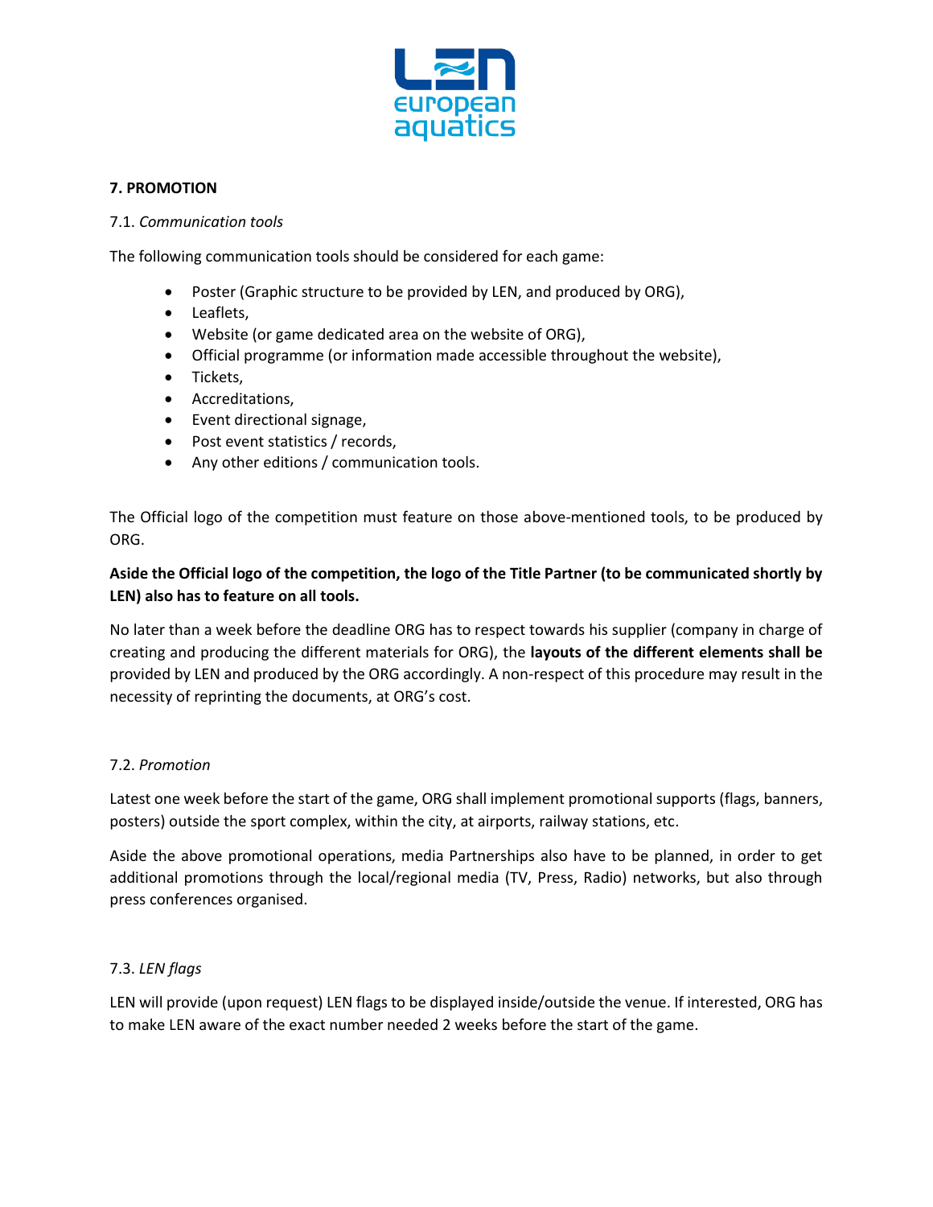## 7. PROMOTION

7.1. *Communication tools*

The following communication tools should be considered for each game:

- Poster (Graphic structure to be provided by LEN, and produced by ORG),
- Leaflets,
- Website (or game dedicated area on the website of ORG),
- Official programme (or information made accessible throughout the website),
- Tickets,
- Accreditations,
- Event directional signage,
- Post event statistics / records,
- Any other editions / communication tools.

The Official logo of the competition must feature on those above-mentioned tools, to be produced by ORG.

**Aside the Official logo of the competition, the logo of the Title Partner (to be communicated shortly by LEN) also has to feature on all tools.**

No later than a week before the deadline ORG has to respect towards his supplier (company in charge of creating and producing the different materials for ORG), the **layouts of the different elements shall be** provided by LEN and produced by the ORG accordingly. A non-respect of this procedure may result in the necessity of reprinting the documents, at ORG's cost.

7.2. *Promotion*

Latest one week before the start of the game, ORG shall implement promotional supports (flags, banners, posters) outside the sport complex, within the city, at airports, railway stations, etc.

Aside the above promotional operations, media Partnerships also have to be planned, in order to get additional promotions through the local/regional media (TV, Press, Radio) networks, but also through press conferences organised.

7.3. *LEN flags*

LEN will provide (upon request) LEN flags to be displayed inside/outside the venue. If interested, ORG has to make LEN aware of the exact number needed 2 weeks before the start of the game.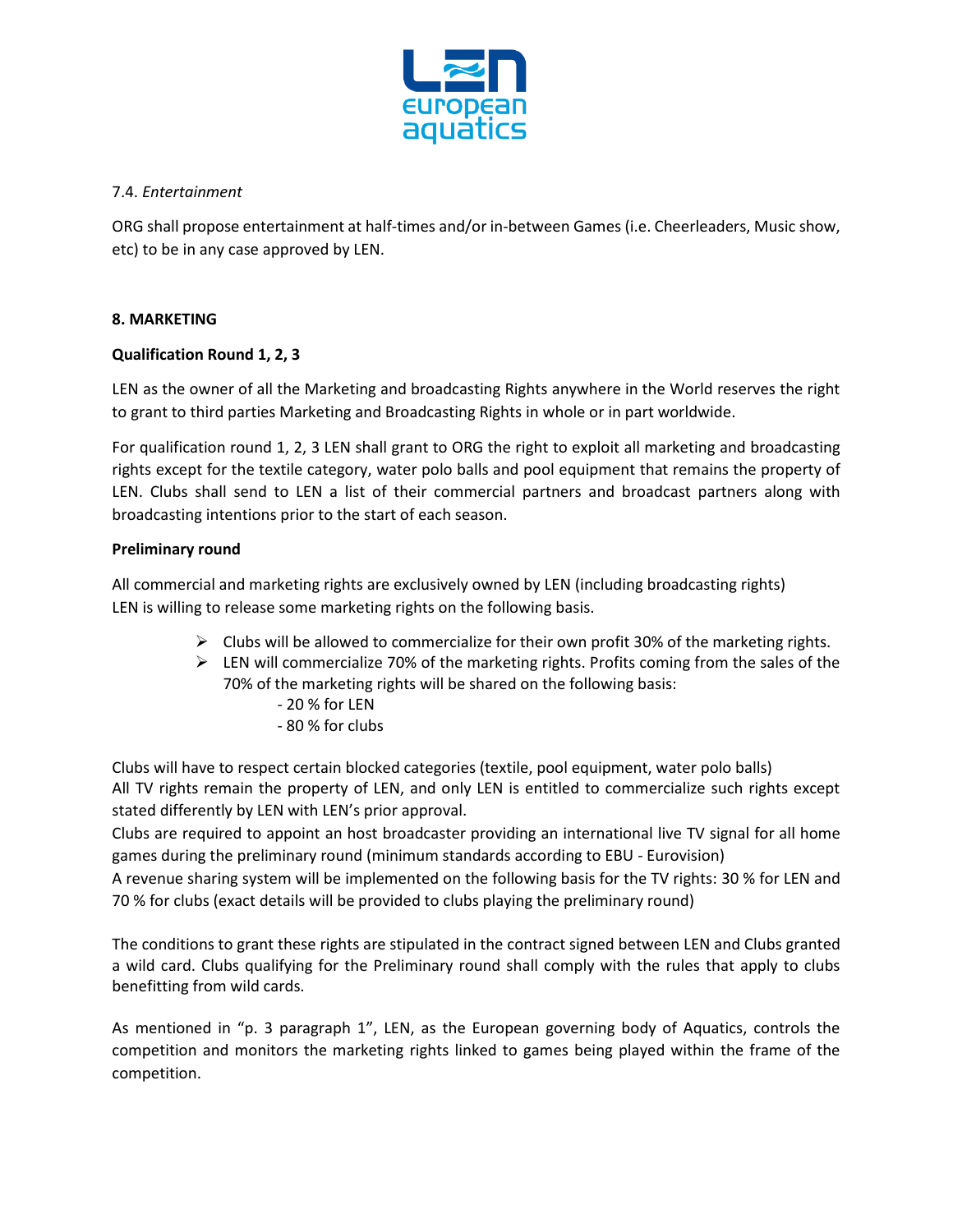7.4. *Entertainment*

ORG shall propose entertainment at half-times and/or in-between Games (i.e. Cheerleaders, Music show, etc) to be in any case approved by LEN.

## 8. MARKETING

**Qualification Round 1, 2, 3**

LEN as the owner of all the Marketing and broadcasting Rights anywhere in the World reserves the right to grant to third parties Marketing and Broadcasting Rights in whole or in part worldwide.

For qualification round 1, 2, 3 LEN shall grant to ORG the right to exploit all marketing and broadcasting rights except for the textile category, water polo balls and pool equipment that remains the property of LEN. Clubs shall send to LEN a list of their commercial partners and broadcast partners along with broadcasting intentions prior to the start of each season.

**Preliminary round**

All commercial and marketing rights are exclusively owned by LEN (including broadcasting rights)
LEN is willing to release some marketing rights on the following basis.

- Clubs will be allowed to commercialize for their own profit 30% of the marketing rights.
- LEN will commercialize 70% of the marketing rights. Profits coming from the sales of the 70% of the marketing rights will be shared on the following basis:
  - 20 % for LEN
  - 80 % for clubs

Clubs will have to respect certain blocked categories (textile, pool equipment, water polo balls)
All TV rights remain the property of LEN, and only LEN is entitled to commercialize such rights except stated differently by LEN with LEN's prior approval.
Clubs are required to appoint an host broadcaster providing an international live TV signal for all home games during the preliminary round (minimum standards according to EBU - Eurovision)
A revenue sharing system will be implemented on the following basis for the TV rights: 30 % for LEN and 70 % for clubs (exact details will be provided to clubs playing the preliminary round)

The conditions to grant these rights are stipulated in the contract signed between LEN and Clubs granted a wild card. Clubs qualifying for the Preliminary round shall comply with the rules that apply to clubs benefitting from wild cards.

As mentioned in "p. 3 paragraph 1", LEN, as the European governing body of Aquatics, controls the competition and monitors the marketing rights linked to games being played within the frame of the competition.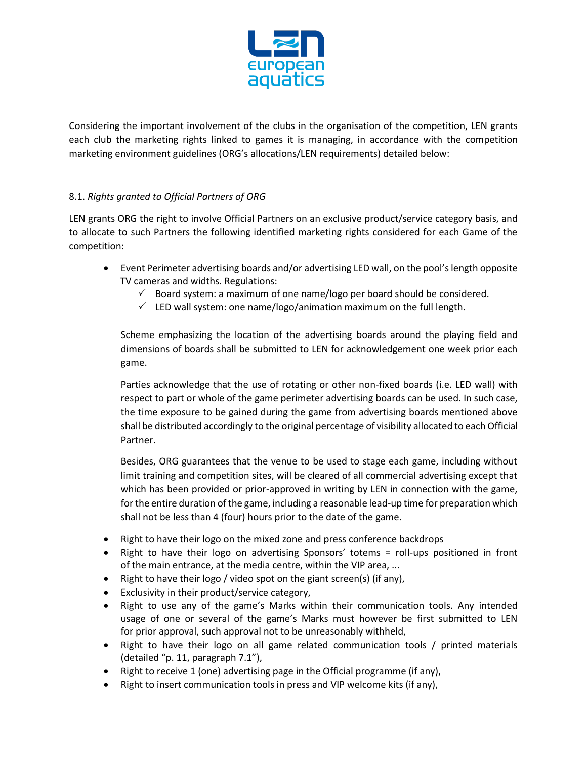Considering the important involvement of the clubs in the organisation of the competition, LEN grants each club the marketing rights linked to games it is managing, in accordance with the competition marketing environment guidelines (ORG's allocations/LEN requirements) detailed below:

8.1. *Rights granted to Official Partners of ORG*

LEN grants ORG the right to involve Official Partners on an exclusive product/service category basis, and to allocate to such Partners the following identified marketing rights considered for each Game of the competition:

- Event Perimeter advertising boards and/or advertising LED wall, on the pool's length opposite TV cameras and widths. Regulations:
  - ✓ Board system: a maximum of one name/logo per board should be considered.
  - ✓ LED wall system: one name/logo/animation maximum on the full length.

  Scheme emphasizing the location of the advertising boards around the playing field and dimensions of boards shall be submitted to LEN for acknowledgement one week prior each game.

  Parties acknowledge that the use of rotating or other non-fixed boards (i.e. LED wall) with respect to part or whole of the game perimeter advertising boards can be used. In such case, the time exposure to be gained during the game from advertising boards mentioned above shall be distributed accordingly to the original percentage of visibility allocated to each Official Partner.

  Besides, ORG guarantees that the venue to be used to stage each game, including without limit training and competition sites, will be cleared of all commercial advertising except that which has been provided or prior-approved in writing by LEN in connection with the game, for the entire duration of the game, including a reasonable lead-up time for preparation which shall not be less than 4 (four) hours prior to the date of the game.

- Right to have their logo on the mixed zone and press conference backdrops
- Right to have their logo on advertising Sponsors' totems = roll-ups positioned in front of the main entrance, at the media centre, within the VIP area, ...
- Right to have their logo / video spot on the giant screen(s) (if any),
- Exclusivity in their product/service category,
- Right to use any of the game's Marks within their communication tools. Any intended usage of one or several of the game's Marks must however be first submitted to LEN for prior approval, such approval not to be unreasonably withheld,
- Right to have their logo on all game related communication tools / printed materials (detailed "p. 11, paragraph 7.1"),
- Right to receive 1 (one) advertising page in the Official programme (if any),
- Right to insert communication tools in press and VIP welcome kits (if any),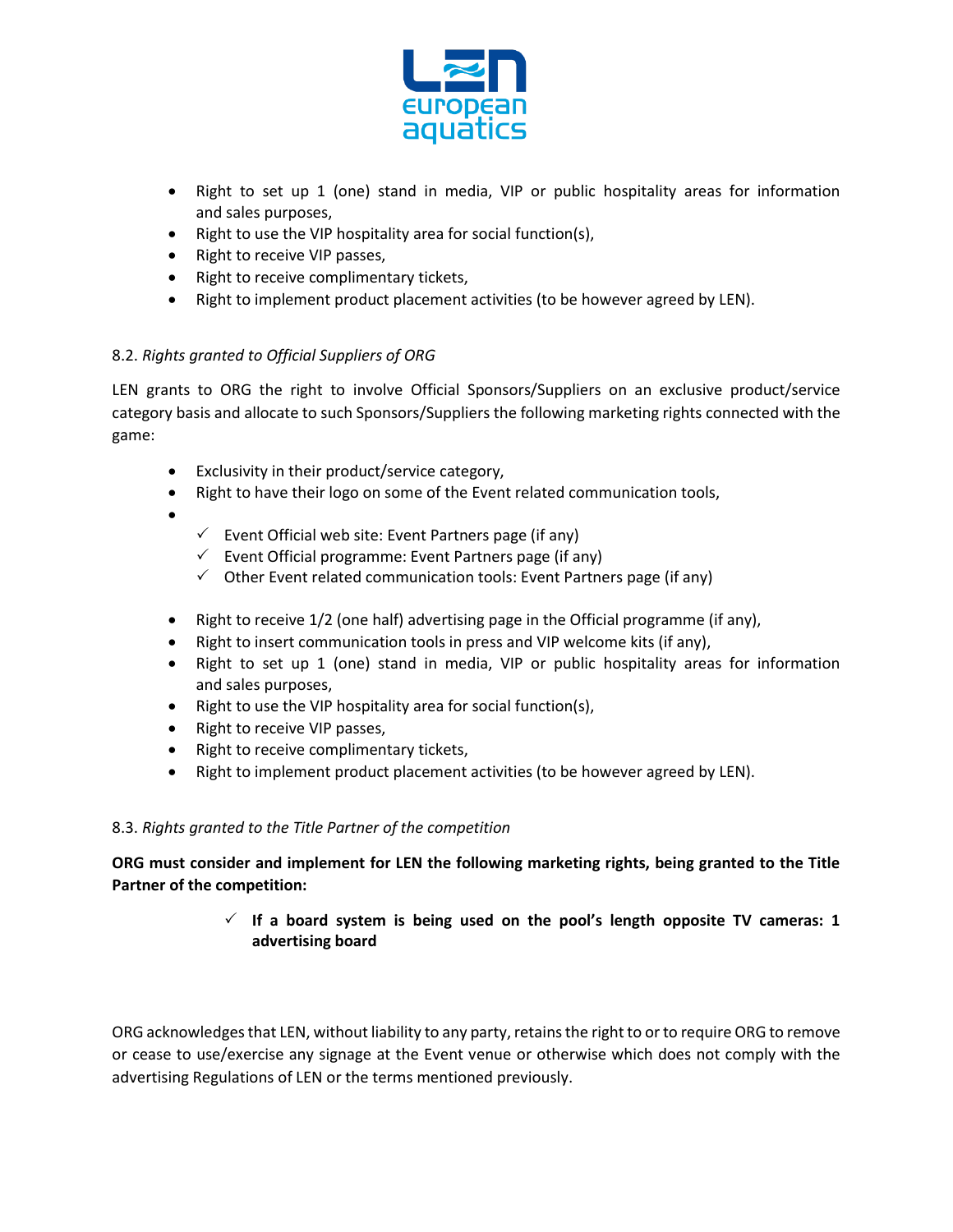- Right to set up 1 (one) stand in media, VIP or public hospitality areas for information and sales purposes,
- Right to use the VIP hospitality area for social function(s),
- Right to receive VIP passes,
- Right to receive complimentary tickets,
- Right to implement product placement activities (to be however agreed by LEN).

8.2. *Rights granted to Official Suppliers of ORG*

LEN grants to ORG the right to involve Official Sponsors/Suppliers on an exclusive product/service category basis and allocate to such Sponsors/Suppliers the following marketing rights connected with the game:

- Exclusivity in their product/service category,
- Right to have their logo on some of the Event related communication tools,
- 
    - ✓ Event Official web site: Event Partners page (if any)
    - ✓ Event Official programme: Event Partners page (if any)
    - ✓ Other Event related communication tools: Event Partners page (if any)

- Right to receive 1/2 (one half) advertising page in the Official programme (if any),
- Right to insert communication tools in press and VIP welcome kits (if any),
- Right to set up 1 (one) stand in media, VIP or public hospitality areas for information and sales purposes,
- Right to use the VIP hospitality area for social function(s),
- Right to receive VIP passes,
- Right to receive complimentary tickets,
- Right to implement product placement activities (to be however agreed by LEN).

8.3. *Rights granted to the Title Partner of the competition*

**ORG must consider and implement for LEN the following marketing rights, being granted to the Title Partner of the competition:**

- ✓ **If a board system is being used on the pool's length opposite TV cameras: 1 advertising board**

ORG acknowledges that LEN, without liability to any party, retains the right to or to require ORG to remove or cease to use/exercise any signage at the Event venue or otherwise which does not comply with the advertising Regulations of LEN or the terms mentioned previously.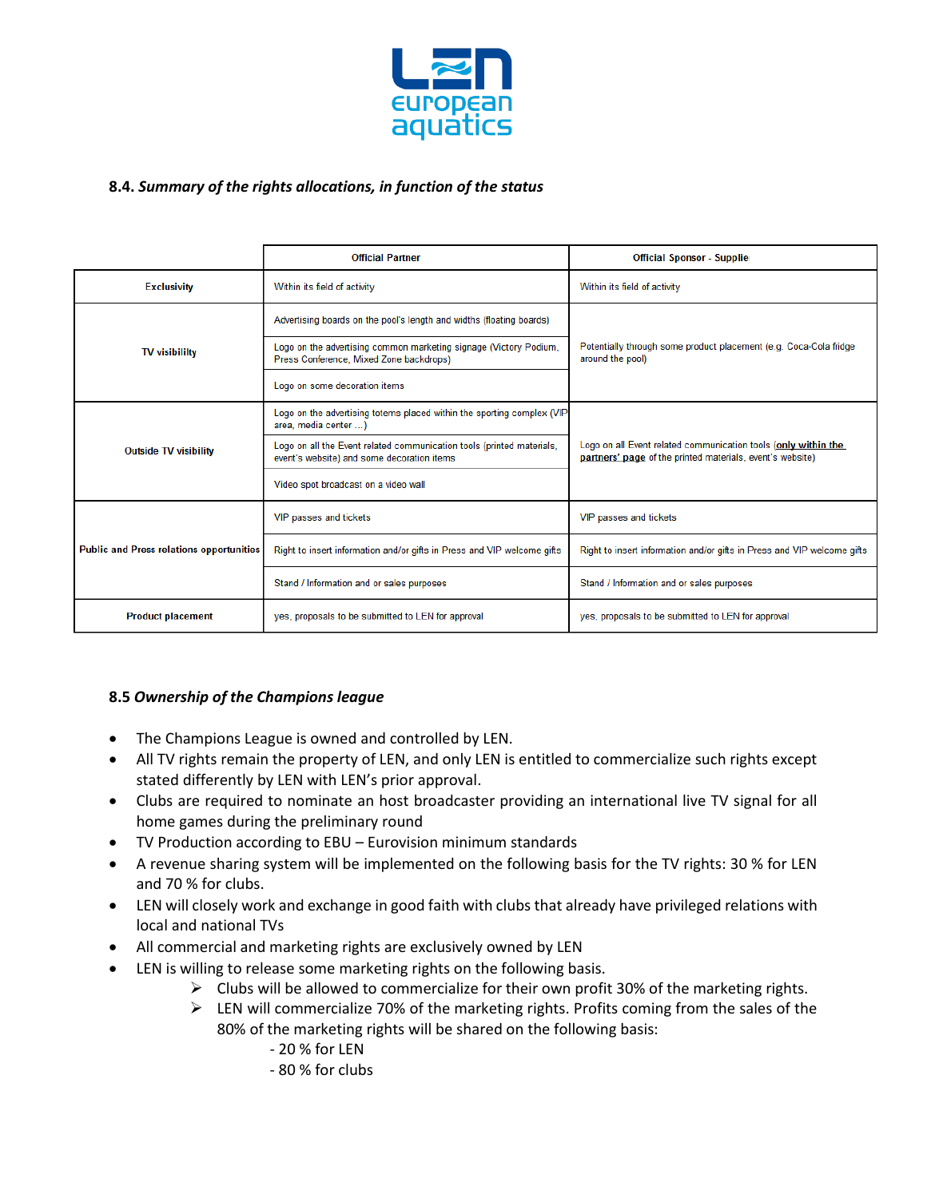## 8.4. *Summary of the rights allocations, in function of the status*

| | Official Partner | Official Sponsor - Supplie |
|---|---|---|
| **Exclusivity** | Within its field of activity | Within its field of activity |
| **TV visibility** | Advertising boards on the pool's length and widths (floating boards) | Potentially through some product placement (e.g. Coca-Cola fridge around the pool) |
| | Logo on the advertising common marketing signage (Victory Podium, Press Conference, Mixed Zone backdrops) | |
| | Logo on some decoration items | |
| **Outside TV visibility** | Logo on the advertising totems placed within the sporting complex (VIP area, media center ...) | Logo on all Event related communication tools (<u>**only within the partners' page**</u> of the printed materials, event's website) |
| | Logo on all the Event related communication tools (printed materials, event's website) and some decoration items | |
| | Video spot broadcast on a video wall | |
| **Public and Press relations opportunities** | VIP passes and tickets | VIP passes and tickets |
| | Right to insert information and/or gifts in Press and VIP welcome gifts | Right to insert information and/or gifts in Press and VIP welcome gifts |
| | Stand / Information and or sales purposes | Stand / Information and or sales purposes |
| **Product placement** | yes, proposals to be submitted to LEN for approval | yes, proposals to be submitted to LEN for approval |

## 8.5 *Ownership of the Champions league*

- The Champions League is owned and controlled by LEN.
- All TV rights remain the property of LEN, and only LEN is entitled to commercialize such rights except stated differently by LEN with LEN's prior approval.
- Clubs are required to nominate an host broadcaster providing an international live TV signal for all home games during the preliminary round
- TV Production according to EBU – Eurovision minimum standards
- A revenue sharing system will be implemented on the following basis for the TV rights: 30 % for LEN and 70 % for clubs.
- LEN will closely work and exchange in good faith with clubs that already have privileged relations with local and national TVs
- All commercial and marketing rights are exclusively owned by LEN
- LEN is willing to release some marketing rights on the following basis.
  - Clubs will be allowed to commercialize for their own profit 30% of the marketing rights.
  - LEN will commercialize 70% of the marketing rights. Profits coming from the sales of the 80% of the marketing rights will be shared on the following basis:
    - 20 % for LEN
    - 80 % for clubs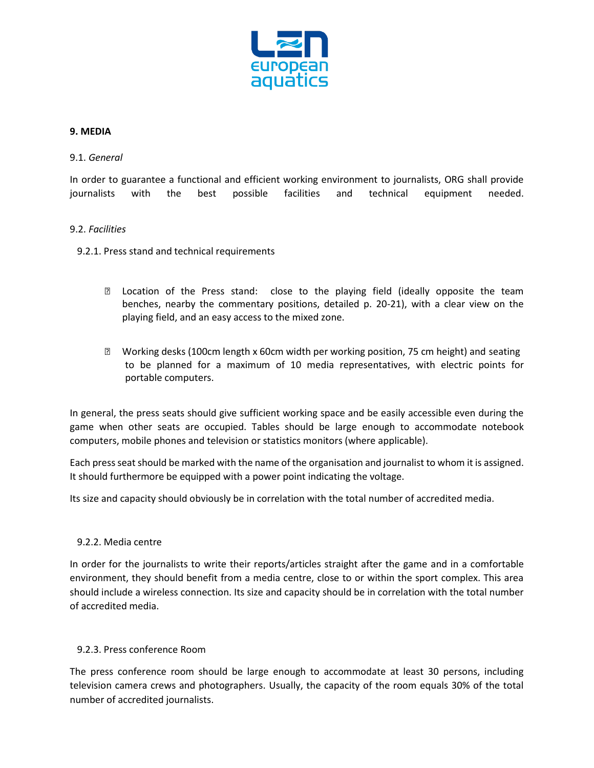## 9. MEDIA

9.1. *General*

In order to guarantee a functional and efficient working environment to journalists, ORG shall provide journalists with the best possible facilities and technical equipment needed.

9.2. *Facilities*

9.2.1. Press stand and technical requirements

- Location of the Press stand: close to the playing field (ideally opposite the team benches, nearby the commentary positions, detailed p. 20-21), with a clear view on the playing field, and an easy access to the mixed zone.
- Working desks (100cm length x 60cm width per working position, 75 cm height) and seating to be planned for a maximum of 10 media representatives, with electric points for portable computers.

In general, the press seats should give sufficient working space and be easily accessible even during the game when other seats are occupied. Tables should be large enough to accommodate notebook computers, mobile phones and television or statistics monitors (where applicable).

Each press seat should be marked with the name of the organisation and journalist to whom it is assigned. It should furthermore be equipped with a power point indicating the voltage.

Its size and capacity should obviously be in correlation with the total number of accredited media.

9.2.2. Media centre

In order for the journalists to write their reports/articles straight after the game and in a comfortable environment, they should benefit from a media centre, close to or within the sport complex. This area should include a wireless connection. Its size and capacity should be in correlation with the total number of accredited media.

9.2.3. Press conference Room

The press conference room should be large enough to accommodate at least 30 persons, including television camera crews and photographers. Usually, the capacity of the room equals 30% of the total number of accredited journalists.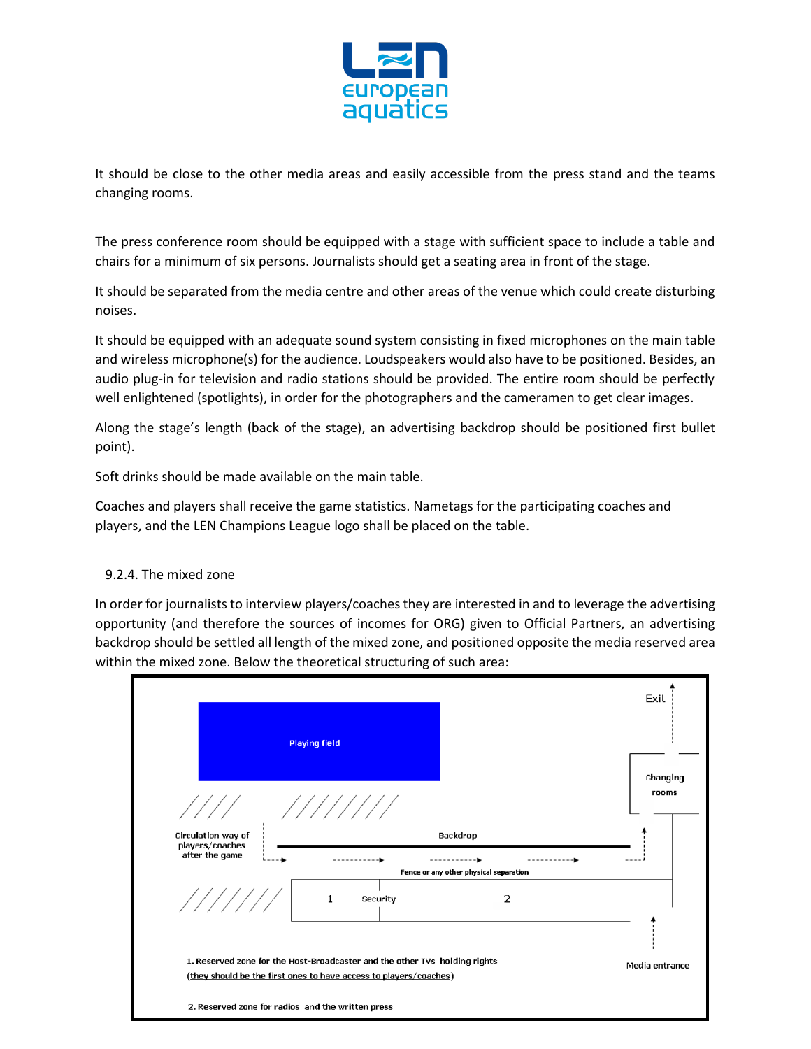It should be close to the other media areas and easily accessible from the press stand and the teams changing rooms.

The press conference room should be equipped with a stage with sufficient space to include a table and chairs for a minimum of six persons. Journalists should get a seating area in front of the stage.

It should be separated from the media centre and other areas of the venue which could create disturbing noises.

It should be equipped with an adequate sound system consisting in fixed microphones on the main table and wireless microphone(s) for the audience. Loudspeakers would also have to be positioned. Besides, an audio plug-in for television and radio stations should be provided. The entire room should be perfectly well enlightened (spotlights), in order for the photographers and the cameramen to get clear images.

Along the stage's length (back of the stage), an advertising backdrop should be positioned first bullet point).

Soft drinks should be made available on the main table.

Coaches and players shall receive the game statistics. Nametags for the participating coaches and players, and the LEN Champions League logo shall be placed on the table.

### 9.2.4. The mixed zone

In order for journalists to interview players/coaches they are interested in and to leverage the advertising opportunity (and therefore the sources of incomes for ORG) given to Official Partners, an advertising backdrop should be settled all length of the mixed zone, and positioned opposite the media reserved area within the mixed zone. Below the theoretical structuring of such area:

Playing field

Exit

Changing rooms

Circulation way of players/coaches after the game

Backdrop

Fence or any other physical separation

1 Security 2

Media entrance

1. Reserved zone for the Host-Broadcaster and the other TVs holding rights (they should be the first ones to have access to players/coaches)

2. Reserved zone for radios and the written press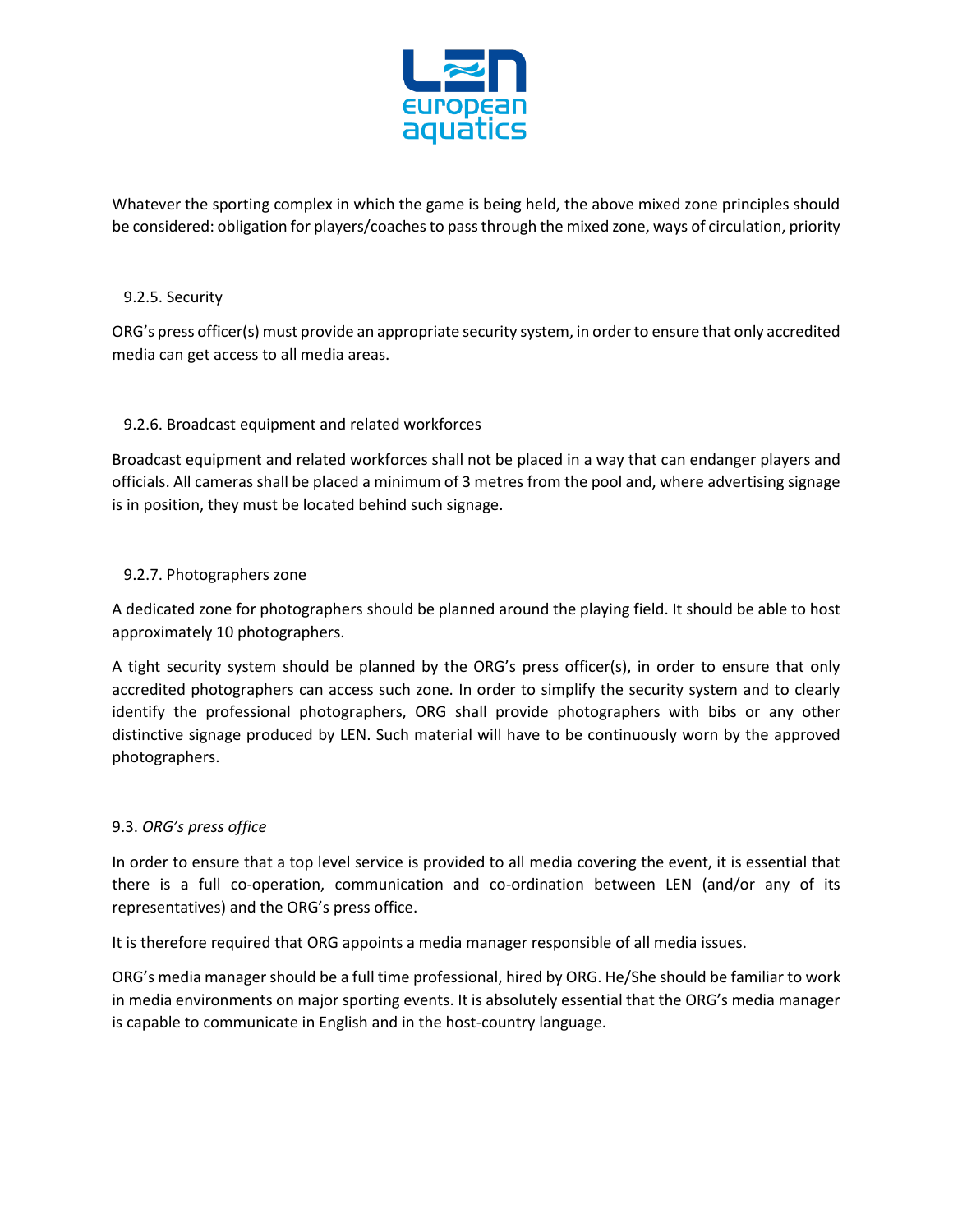Whatever the sporting complex in which the game is being held, the above mixed zone principles should be considered: obligation for players/coaches to pass through the mixed zone, ways of circulation, priority

### 9.2.5. Security

ORG's press officer(s) must provide an appropriate security system, in order to ensure that only accredited media can get access to all media areas.

### 9.2.6. Broadcast equipment and related workforces

Broadcast equipment and related workforces shall not be placed in a way that can endanger players and officials. All cameras shall be placed a minimum of 3 metres from the pool and, where advertising signage is in position, they must be located behind such signage.

### 9.2.7. Photographers zone

A dedicated zone for photographers should be planned around the playing field. It should be able to host approximately 10 photographers.

A tight security system should be planned by the ORG's press officer(s), in order to ensure that only accredited photographers can access such zone. In order to simplify the security system and to clearly identify the professional photographers, ORG shall provide photographers with bibs or any other distinctive signage produced by LEN. Such material will have to be continuously worn by the approved photographers.

## 9.3. *ORG's press office*

In order to ensure that a top level service is provided to all media covering the event, it is essential that there is a full co-operation, communication and co-ordination between LEN (and/or any of its representatives) and the ORG's press office.

It is therefore required that ORG appoints a media manager responsible of all media issues.

ORG's media manager should be a full time professional, hired by ORG. He/She should be familiar to work in media environments on major sporting events. It is absolutely essential that the ORG's media manager is capable to communicate in English and in the host-country language.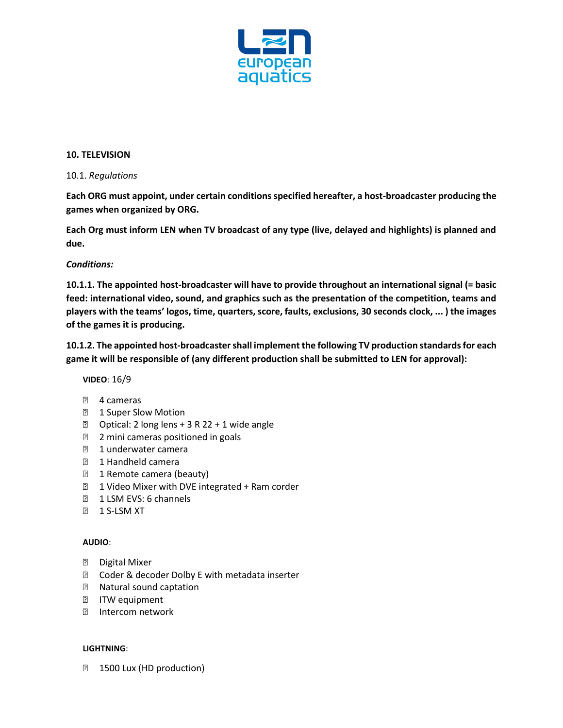## 10. TELEVISION

10.1. *Regulations*

**Each ORG must appoint, under certain conditions specified hereafter, a host-broadcaster producing the games when organized by ORG.**

**Each Org must inform LEN when TV broadcast of any type (live, delayed and highlights) is planned and due.**

***Conditions:***

**10.1.1. The appointed host-broadcaster will have to provide throughout an international signal (= basic feed: international video, sound, and graphics such as the presentation of the competition, teams and players with the teams' logos, time, quarters, score, faults, exclusions, 30 seconds clock, ... ) the images of the games it is producing.**

**10.1.2. The appointed host-broadcaster shall implement the following TV production standards for each game it will be responsible of (any different production shall be submitted to LEN for approval):**

**VIDEO**: 16/9

- 4 cameras
- 1 Super Slow Motion
- Optical: 2 long lens + 3 R 22 + 1 wide angle
- 2 mini cameras positioned in goals
- 1 underwater camera
- 1 Handheld camera
- 1 Remote camera (beauty)
- 1 Video Mixer with DVE integrated + Ram corder
- 1 LSM EVS: 6 channels
- 1 S-LSM XT

**AUDIO**:

- Digital Mixer
- Coder & decoder Dolby E with metadata inserter
- Natural sound captation
- ITW equipment
- Intercom network

**LIGHTNING**:

- 1500 Lux (HD production)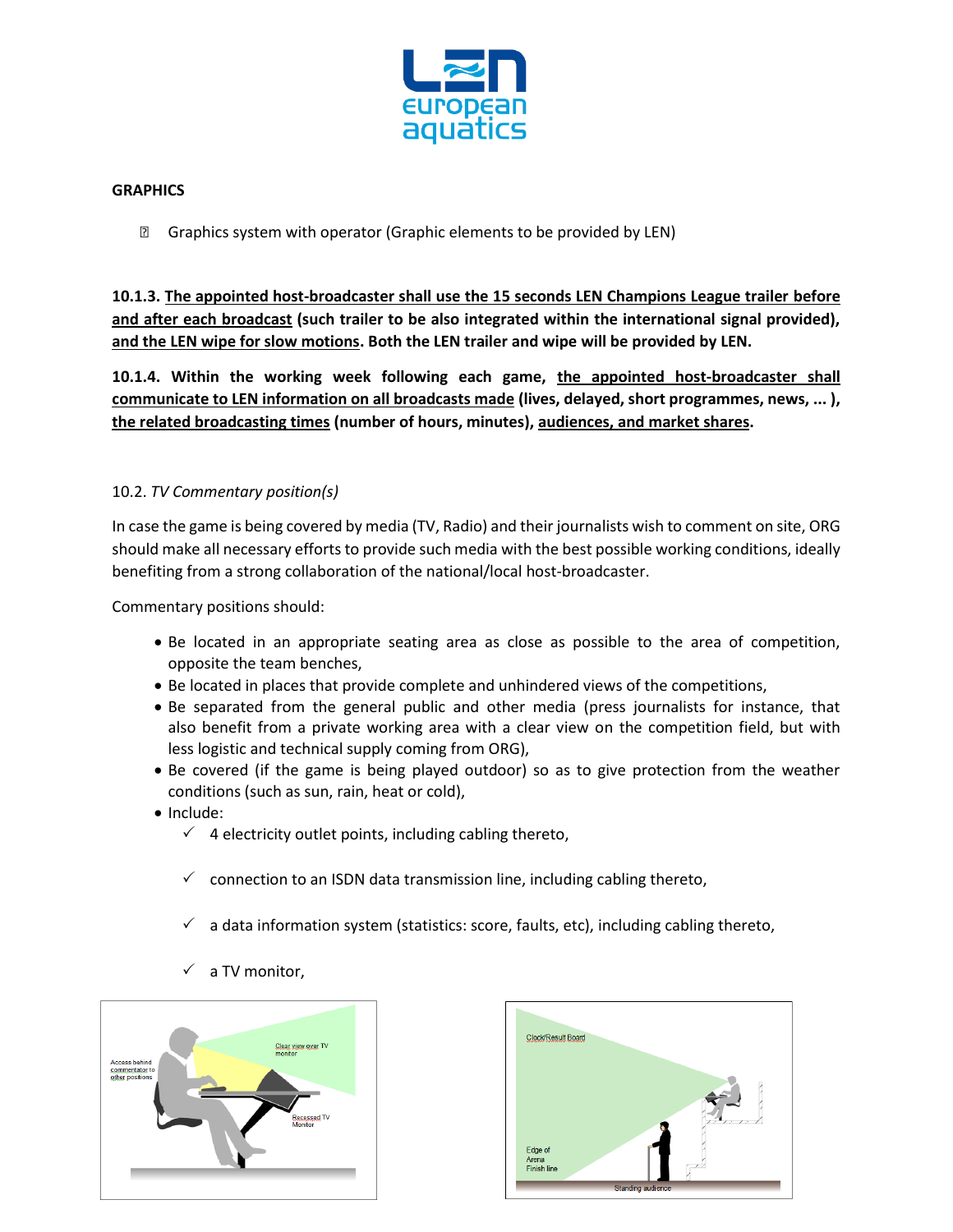**GRAPHICS**

- Graphics system with operator (Graphic elements to be provided by LEN)

**10.1.3. The appointed host-broadcaster shall use the 15 seconds LEN Champions League trailer before and after each broadcast (such trailer to be also integrated within the international signal provided), and the LEN wipe for slow motions. Both the LEN trailer and wipe will be provided by LEN.**

**10.1.4. Within the working week following each game, the appointed host-broadcaster shall communicate to LEN information on all broadcasts made (lives, delayed, short programmes, news, ... ), the related broadcasting times (number of hours, minutes), audiences, and market shares.**

10.2. *TV Commentary position(s)*

In case the game is being covered by media (TV, Radio) and their journalists wish to comment on site, ORG should make all necessary efforts to provide such media with the best possible working conditions, ideally benefiting from a strong collaboration of the national/local host-broadcaster.

Commentary positions should:

- Be located in an appropriate seating area as close as possible to the area of competition, opposite the team benches,
- Be located in places that provide complete and unhindered views of the competitions,
- Be separated from the general public and other media (press journalists for instance, that also benefit from a private working area with a clear view on the competition field, but with less logistic and technical supply coming from ORG),
- Be covered (if the game is being played outdoor) so as to give protection from the weather conditions (such as sun, rain, heat or cold),
- Include:
  - ✓ 4 electricity outlet points, including cabling thereto,
  - ✓ connection to an ISDN data transmission line, including cabling thereto,
  - ✓ a data information system (statistics: score, faults, etc), including cabling thereto,
  - ✓ a TV monitor,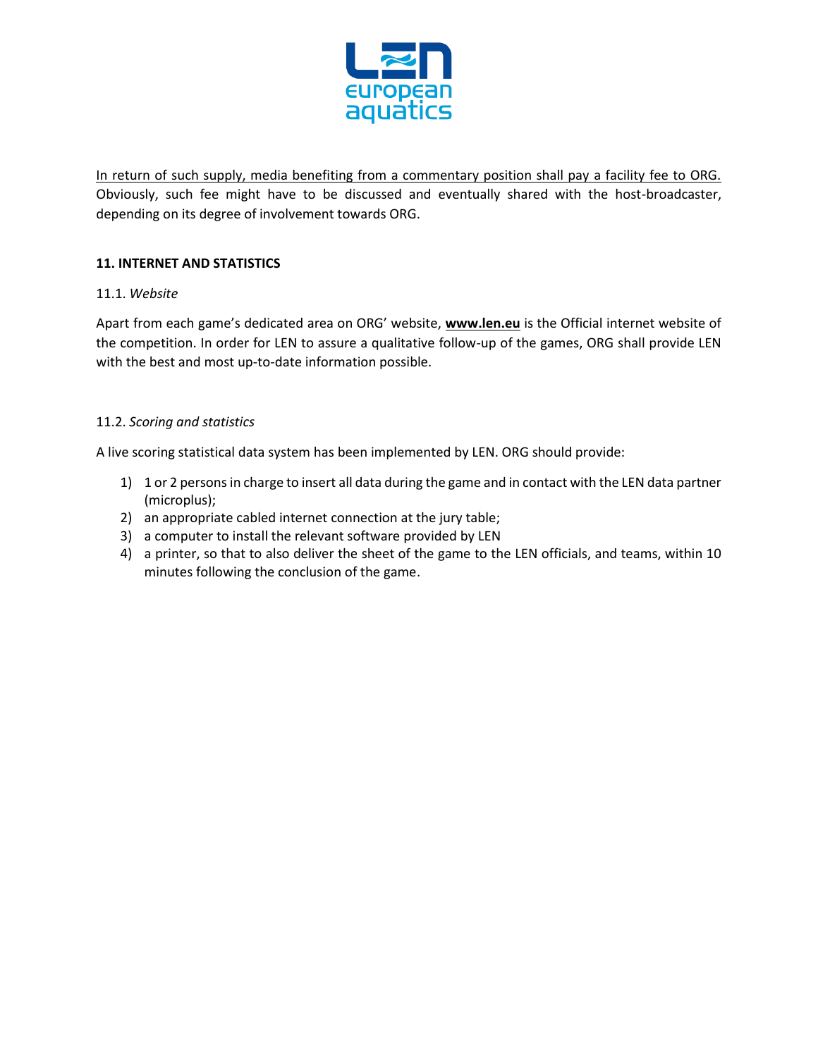<u>In return of such supply, media benefiting from a commentary position shall pay a facility fee to ORG.</u> Obviously, such fee might have to be discussed and eventually shared with the host-broadcaster, depending on its degree of involvement towards ORG.

## 11. INTERNET AND STATISTICS

11.1. *Website*

Apart from each game's dedicated area on ORG' website, **www.len.eu** is the Official internet website of the competition. In order for LEN to assure a qualitative follow-up of the games, ORG shall provide LEN with the best and most up-to-date information possible.

11.2. *Scoring and statistics*

A live scoring statistical data system has been implemented by LEN. ORG should provide:

1) 1 or 2 persons in charge to insert all data during the game and in contact with the LEN data partner (microplus);
2) an appropriate cabled internet connection at the jury table;
3) a computer to install the relevant software provided by LEN
4) a printer, so that to also deliver the sheet of the game to the LEN officials, and teams, within 10 minutes following the conclusion of the game.